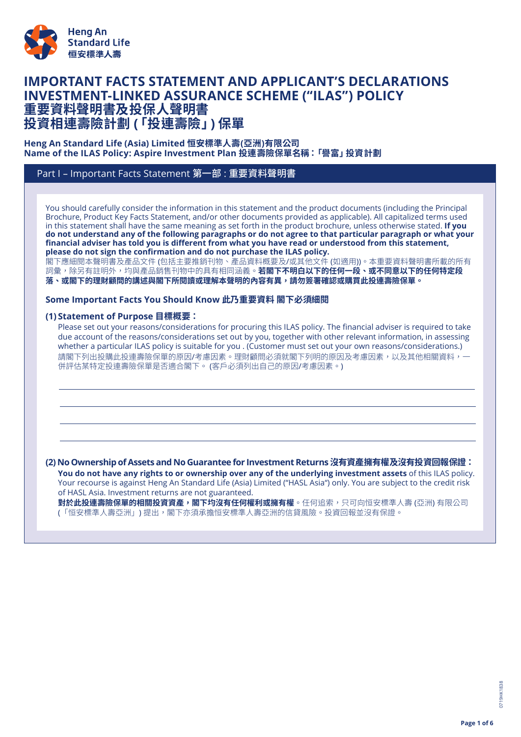Heng An Standard Life
恒安標準人壽

# IMPORTANT FACTS STATEMENT AND APPLICANT'S DECLARATIONS INVESTMENT-LINKED ASSURANCE SCHEME ("ILAS") POLICY
# 重要資料聲明書及投保人聲明書 投資相連壽險計劃 (「投連壽險」) 保單

**Heng An Standard Life (Asia) Limited 恒安標準人壽(亞洲)有限公司**
**Name of the ILAS Policy: Aspire Investment Plan 投連壽險保單名稱：「譽富」投資計劃**

## Part I – Important Facts Statement 第一部：重要資料聲明書

You should carefully consider the information in this statement and the product documents (including the Principal Brochure, Product Key Facts Statement, and/or other documents provided as applicable). All capitalized terms used in this statement shall have the same meaning as set forth in the product brochure, unless otherwise stated. **If you do not understand any of the following paragraphs or do not agree to that particular paragraph or what your financial adviser has told you is different from what you have read or understood from this statement, please do not sign the confirmation and do not purchase the ILAS policy.**
閣下應細閱本聲明書及產品文件 (包括主要推銷刊物、產品資料概要及/或其他文件 (如適用))。本重要資料聲明書所載的所有詞彙，除另有註明外，均與產品銷售刊物中的具有相同涵義。**若閣下不明白以下的任何一段、或不同意以下的任何特定段落、或閣下的理財顧問的講述與閣下所閱讀或理解本聲明的內容有異，請勿簽署確認或購買此投連壽險保單。**

### Some Important Facts You Should Know 此乃重要資料 閣下必須細閱

**(1) Statement of Purpose 目標概要：**

Please set out your reasons/considerations for procuring this ILAS policy. The financial adviser is required to take due account of the reasons/considerations set out by you, together with other relevant information, in assessing whether a particular ILAS policy is suitable for you . (Customer must set out your own reasons/considerations.)
請閣下列出投購此投連壽險保單的原因/考慮因素。理財顧問必須就閣下列明的原因及考慮因素，以及其他相關資料，一併評估某特定投連壽險保單是否適合閣下。 (客戶必須列出自己的原因/考慮因素。)

______________________________

______________________________

______________________________

______________________________

**(2) No Ownership of Assets and No Guarantee for Investment Returns 沒有資產擁有權及沒有投資回報保證：**

**You do not have any rights to or ownership over any of the underlying investment assets** of this ILAS policy. Your recourse is against Heng An Standard Life (Asia) Limited ("HASL Asia") only. You are subject to the credit risk of HASL Asia. Investment returns are not guaranteed.
**對於此投連壽險保單的相關投資資產，閣下均沒有任何權利或擁有權**。任何追索，只可向恒安標準人壽 (亞洲) 有限公司 (「恒安標準人壽亞洲」) 提出，閣下亦須承擔恒安標準人壽亞洲的信貸風險。投資回報並沒有保證。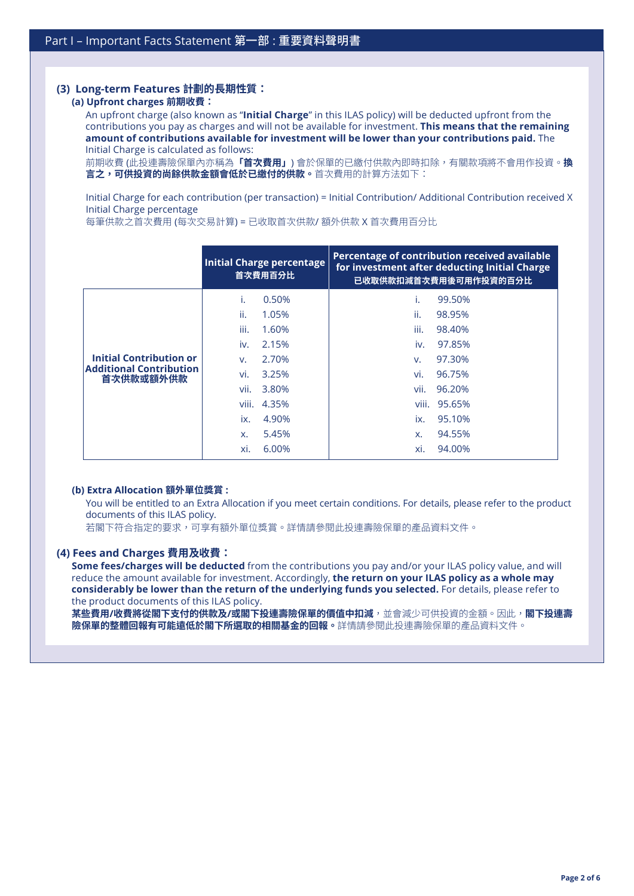## Part I – Important Facts Statement 第一部：重要資料聲明書

### (3) Long-term Features 計劃的長期性質：

#### (a) Upfront charges 前期收費：

An upfront charge (also known as "**Initial Charge**" in this ILAS policy) will be deducted upfront from the contributions you pay as charges and will not be available for investment. **This means that the remaining amount of contributions available for investment will be lower than your contributions paid.** The Initial Charge is calculated as follows:

前期收費 (此投連壽險保單內亦稱為**「首次費用」**) 會於保單的已繳付供款內即時扣除，有關款項將不會用作投資。**換言之，可供投資的尚餘供款金額會低於已繳付的供款。**首次費用的計算方法如下：

Initial Charge for each contribution (per transaction) = Initial Contribution/ Additional Contribution received X Initial Charge percentage

每筆供款之首次費用 (每次交易計算) = 已收取首次供款/ 額外供款 X 首次費用百分比

| | Initial Charge percentage 首次費用百分比 | Percentage of contribution received available for investment after deducting Initial Charge 已收取供款扣減首次費用後可用作投資的百分比 |
|---|---|---|
| **Initial Contribution or Additional Contribution 首次供款或額外供款** | i. 0.50% | i. 99.50% |
| | ii. 1.05% | ii. 98.95% |
| | iii. 1.60% | iii. 98.40% |
| | iv. 2.15% | iv. 97.85% |
| | v. 2.70% | v. 97.30% |
| | vi. 3.25% | vi. 96.75% |
| | vii. 3.80% | vii. 96.20% |
| | viii. 4.35% | viii. 95.65% |
| | ix. 4.90% | ix. 95.10% |
| | x. 5.45% | x. 94.55% |
| | xi. 6.00% | xi. 94.00% |

#### (b) Extra Allocation 額外單位獎賞：

You will be entitled to an Extra Allocation if you meet certain conditions. For details, please refer to the product documents of this ILAS policy.

若閣下符合指定的要求，可享有額外單位獎賞。詳情請參閱此投連壽險保單的產品資料文件。

### (4) Fees and Charges 費用及收費：

**Some fees/charges will be deducted** from the contributions you pay and/or your ILAS policy value, and will reduce the amount available for investment. Accordingly, **the return on your ILAS policy as a whole may considerably be lower than the return of the underlying funds you selected.** For details, please refer to the product documents of this ILAS policy.

**某些費用/收費將從閣下支付的供款及/或閣下投連壽險保單的價值中扣減**，並會減少可供投資的金額。因此，**閣下投連壽險保單的整體回報有可能遠低於閣下所選取的相關基金的回報。**詳情請參閱此投連壽險保單的產品資料文件。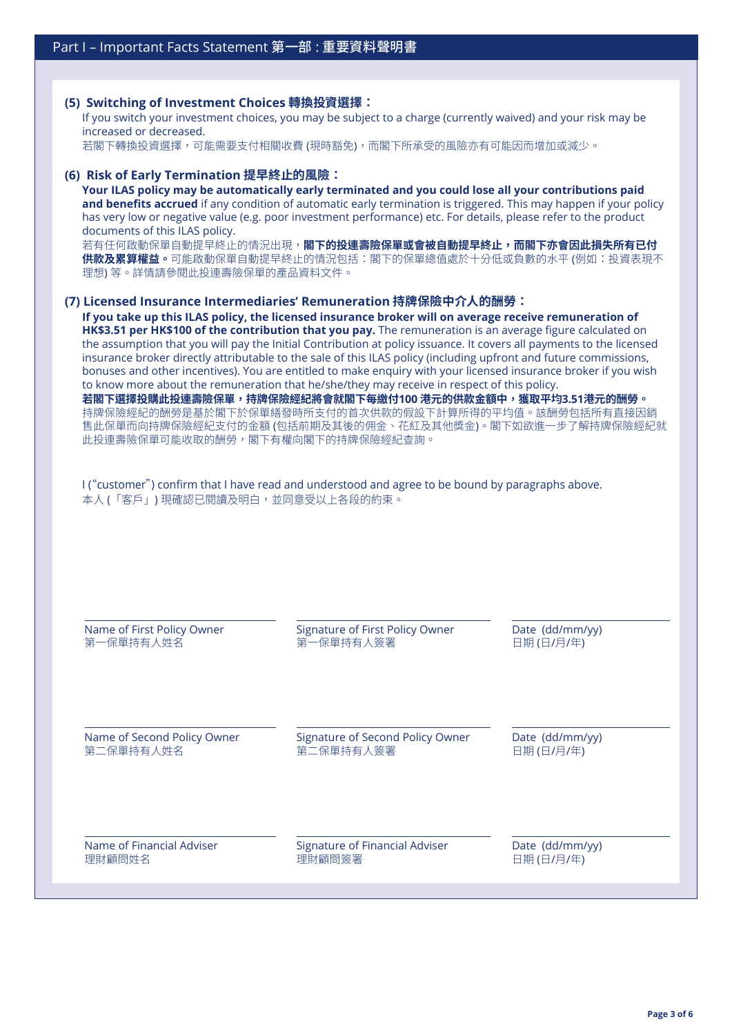## Part I – Important Facts Statement 第一部：重要資料聲明書

### (5) Switching of Investment Choices 轉換投資選擇：

If you switch your investment choices, you may be subject to a charge (currently waived) and your risk may be increased or decreased.

若閣下轉換投資選擇，可能需要支付相關收費 (現時豁免)，而閣下所承受的風險亦有可能因而增加或減少。

### (6) Risk of Early Termination 提早終止的風險：

**Your ILAS policy may be automatically early terminated and you could lose all your contributions paid and benefits accrued** if any condition of automatic early termination is triggered. This may happen if your policy has very low or negative value (e.g. poor investment performance) etc. For details, please refer to the product documents of this ILAS policy.

若有任何啟動保單自動提早終止的情況出現，**閣下的投連壽險保單或會被自動提早終止，而閣下亦會因此損失所有已付供款及累算權益。**可能啟動保單自動提早終止的情況包括：閣下的保單總值處於十分低或負數的水平 (例如：投資表現不理想) 等。詳情請參閱此投連壽險保單的產品資料文件。

### (7) Licensed Insurance Intermediaries' Remuneration 持牌保險中介人的酬勞：

**If you take up this ILAS policy, the licensed insurance broker will on average receive remuneration of HK$3.51 per HK$100 of the contribution that you pay.** The remuneration is an average figure calculated on the assumption that you will pay the Initial Contribution at policy issuance. It covers all payments to the licensed insurance broker directly attributable to the sale of this ILAS policy (including upfront and future commissions, bonuses and other incentives). You are entitled to make enquiry with your licensed insurance broker if you wish to know more about the remuneration that he/she/they may receive in respect of this policy.

**若閣下選擇投購此投連壽險保單，持牌保險經紀將會就閣下每繳付100 港元的供款金額中，獲取平均3.51港元的酬勞。**持牌保險經紀的酬勞是基於閣下於保單簽發時所支付的首次供款的假設下計算所得的平均值。該酬勞包括所有直接因銷售此保單而向持牌保險經紀支付的金額 (包括前期及其後的佣金、花紅及其他獎金)。閣下如欲進一步了解持牌保險經紀就此投連壽險保單可能收取的酬勞，閣下有權向閣下的持牌保險經紀查詢。

I ("customer") confirm that I have read and understood and agree to be bound by paragraphs above.
本人 (「客戶」) 現確認已閱讀及明白，並同意受以上各段的約束。

| Name of First Policy Owner 第一保單持有人姓名 | Signature of First Policy Owner 第一保單持有人簽署 | Date (dd/mm/yy) 日期 (日/月/年) |
|---|---|---|
| Name of Second Policy Owner 第二保單持有人姓名 | Signature of Second Policy Owner 第二保單持有人簽署 | Date (dd/mm/yy) 日期 (日/月/年) |
| Name of Financial Adviser 理財顧問姓名 | Signature of Financial Adviser 理財顧問簽署 | Date (dd/mm/yy) 日期 (日/月/年) |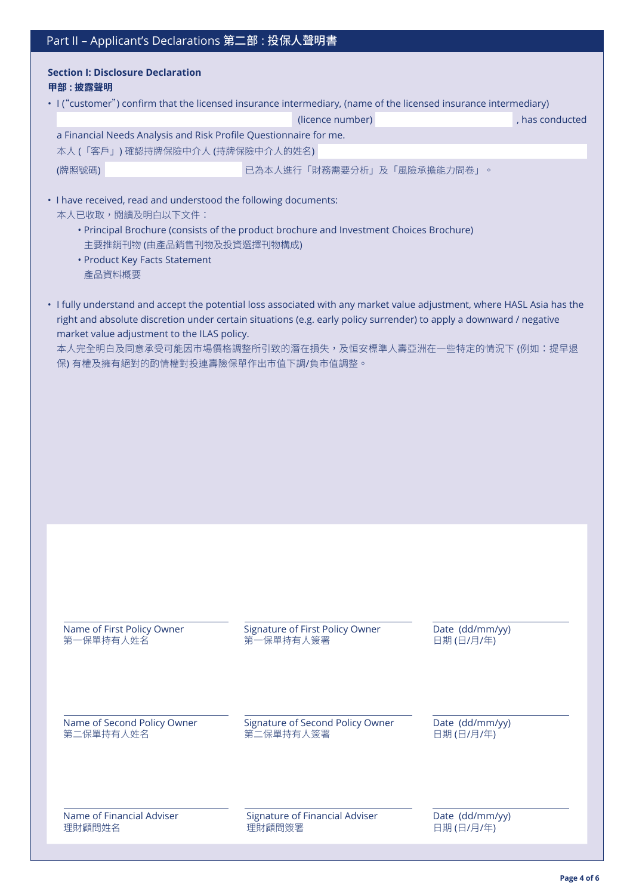## Part II – Applicant's Declarations 第二部 : 投保人聲明書

### Section I: Disclosure Declaration
**甲部 : 披露聲明**

- I ("customer") confirm that the licensed insurance intermediary, (name of the licensed insurance intermediary) ____________ (licence number) ____________, has conducted a Financial Needs Analysis and Risk Profile Questionnaire for me.
  本人 (「客戶」) 確認持牌保險中介人 (持牌保險中介人的姓名) ____________ (牌照號碼) ____________ 已為本人進行「財務需要分析」及「風險承擔能力問卷」。

- I have received, read and understood the following documents:
  本人已收取，閱讀及明白以下文件：
  - Principal Brochure (consists of the product brochure and Investment Choices Brochure)
    主要推銷刊物 (由產品銷售刊物及投資選擇刊物構成)
  - Product Key Facts Statement
    產品資料概要

- I fully understand and accept the potential loss associated with any market value adjustment, where HASL Asia has the right and absolute discretion under certain situations (e.g. early policy surrender) to apply a downward / negative market value adjustment to the ILAS policy.
  本人完全明白及同意承受可能因市場價格調整所引致的潛在損失，及恒安標準人壽亞洲在一些特定的情況下 (例如：提早退保) 有權及擁有絕對的酌情權對投連壽險保單作出市值下調/負市值調整。

| | | |
|---|---|---|
| Name of First Policy Owner<br>第一保單持有人姓名 | Signature of First Policy Owner<br>第一保單持有人簽署 | Date (dd/mm/yy)<br>日期 (日/月/年) |
| Name of Second Policy Owner<br>第二保單持有人姓名 | Signature of Second Policy Owner<br>第二保單持有人簽署 | Date (dd/mm/yy)<br>日期 (日/月/年) |
| Name of Financial Adviser<br>理財顧問姓名 | Signature of Financial Adviser<br>理財顧問簽署 | Date (dd/mm/yy)<br>日期 (日/月/年) |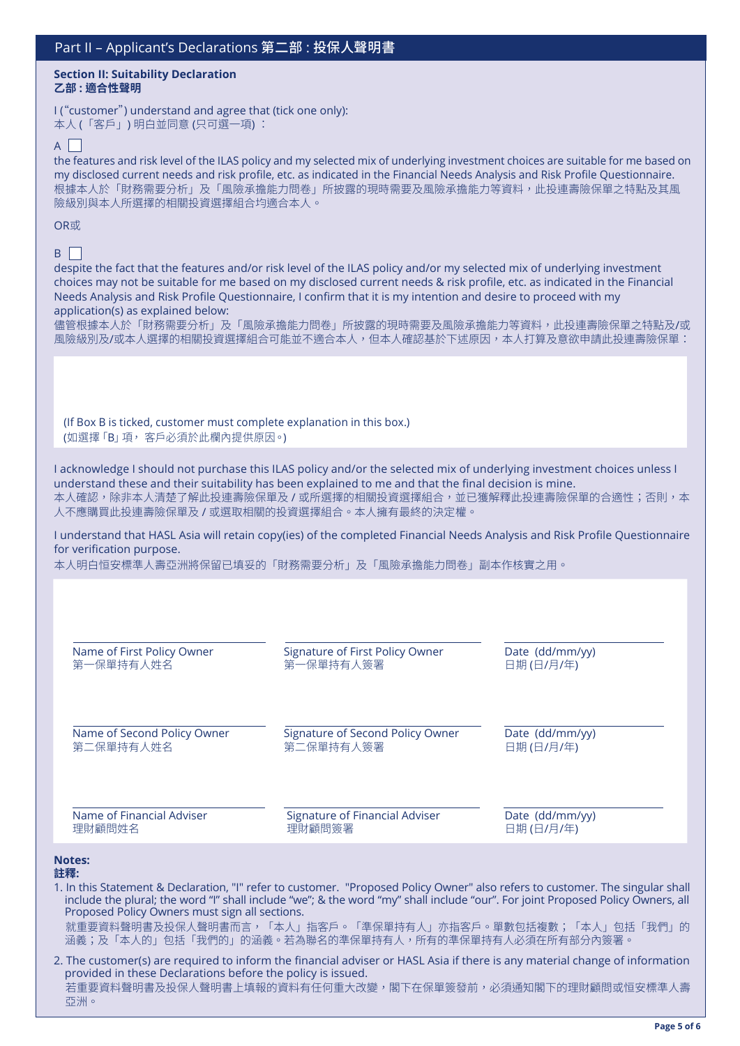## Part II – Applicant's Declarations 第二部 : 投保人聲明書

### Section II: Suitability Declaration
### 乙部 : 適合性聲明

I ("customer") understand and agree that (tick one only):
本人 (「客戶」) 明白並同意 (只可選一項) ：

A ☐

the features and risk level of the ILAS policy and my selected mix of underlying investment choices are suitable for me based on my disclosed current needs and risk profile, etc. as indicated in the Financial Needs Analysis and Risk Profile Questionnaire.
根據本人於「財務需要分析」及「風險承擔能力問卷」所披露的現時需要及風險承擔能力等資料，此投連壽險保單之特點及其風險級別與本人所選擇的相關投資選擇組合均適合本人。

OR或

B ☐

despite the fact that the features and/or risk level of the ILAS policy and/or my selected mix of underlying investment choices may not be suitable for me based on my disclosed current needs & risk profile, etc. as indicated in the Financial Needs Analysis and Risk Profile Questionnaire, I confirm that it is my intention and desire to proceed with my application(s) as explained below:
儘管根據本人於「財務需要分析」及「風險承擔能力問卷」所披露的現時需要及風險承擔能力等資料，此投連壽險保單之特點及/或風險級別及/或本人選擇的相關投資選擇組合可能並不適合本人，但本人確認基於下述原因，本人打算及意欲申請此投連壽險保單：

(If Box B is ticked, customer must complete explanation in this box.)
(如選擇「B」項， 客戶必須於此欄內提供原因。)

I acknowledge I should not purchase this ILAS policy and/or the selected mix of underlying investment choices unless I understand these and their suitability has been explained to me and that the final decision is mine.
本人確認，除非本人清楚了解此投連壽險保單及 / 或所選擇的相關投資選擇組合，並已獲解釋此投連壽險保單的合適性；否則，本人不應購買此投連壽險保單及 / 或選取相關的投資選擇組合。本人擁有最終的決定權。

I understand that HASL Asia will retain copy(ies) of the completed Financial Needs Analysis and Risk Profile Questionnaire for verification purpose.
本人明白恒安標準人壽亞洲將保留已填妥的「財務需要分析」及「風險承擔能力問卷」副本作核實之用。

| Name of First Policy Owner<br>第一保單持有人姓名 | Signature of First Policy Owner<br>第一保單持有人簽署 | Date (dd/mm/yy)<br>日期 (日/月/年) |
|---|---|---|
| Name of Second Policy Owner<br>第二保單持有人姓名 | Signature of Second Policy Owner<br>第二保單持有人簽署 | Date (dd/mm/yy)<br>日期 (日/月/年) |
| Name of Financial Adviser<br>理財顧問姓名 | Signature of Financial Adviser<br>理財顧問簽署 | Date (dd/mm/yy)<br>日期 (日/月/年) |

**Notes:**
**註釋:**

1. In this Statement & Declaration, "I" refer to customer. "Proposed Policy Owner" also refers to customer. The singular shall include the plural; the word "I" shall include "we"; & the word "my" shall include "our". For joint Proposed Policy Owners, all Proposed Policy Owners must sign all sections.
   就重要資料聲明書及投保人聲明書而言，「本人」指客戶。「準保單持有人」亦指客戶。單數包括複數；「本人」包括「我們」的涵義；及「本人的」包括「我們的」的涵義。若為聯名的準保單持有人，所有的準保單持有人必須在所有部分內簽署。
2. The customer(s) are required to inform the financial adviser or HASL Asia if there is any material change of information provided in these Declarations before the policy is issued.
   若重要資料聲明書及投保人聲明書上填報的資料有任何重大改變，閣下在保單簽發前，必須通知閣下的理財顧問或恒安標準人壽亞洲。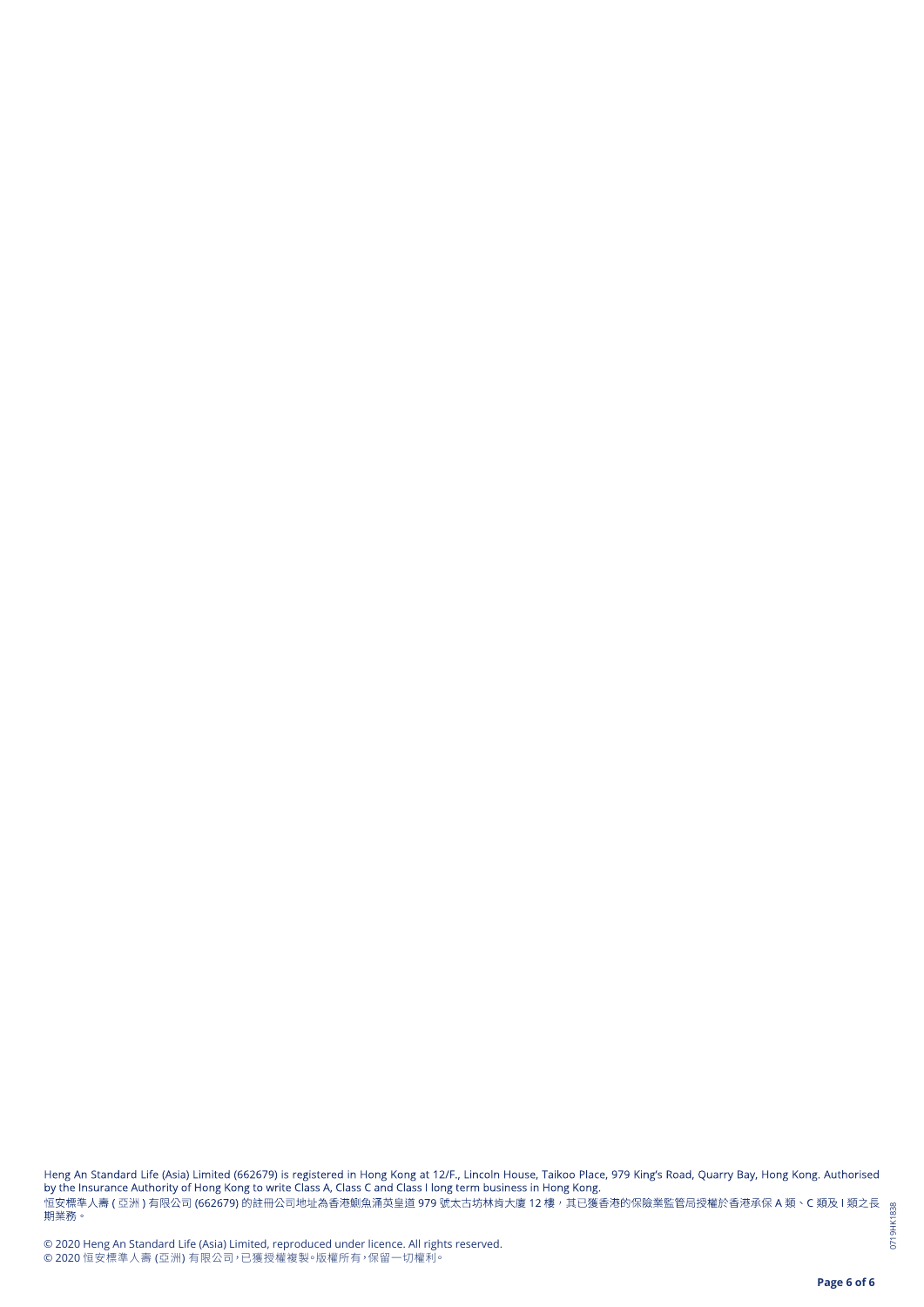Heng An Standard Life (Asia) Limited (662679) is registered in Hong Kong at 12/F., Lincoln House, Taikoo Place, 979 King's Road, Quarry Bay, Hong Kong. Authorised by the Insurance Authority of Hong Kong to write Class A, Class C and Class I long term business in Hong Kong.

恒安標準人壽 ( 亞洲 ) 有限公司 (662679) 的註冊公司地址為香港鰂魚涌英皇道 979 號太古坊林肯大廈 12 樓，其已獲香港的保險業監管局授權於香港承保 A 類、C 類及 I 類之長期業務。

© 2020 Heng An Standard Life (Asia) Limited, reproduced under licence. All rights reserved.

© 2020 恒安標準人壽 (亞洲) 有限公司，已獲授權複製。版權所有，保留一切權利。

0719HK1838